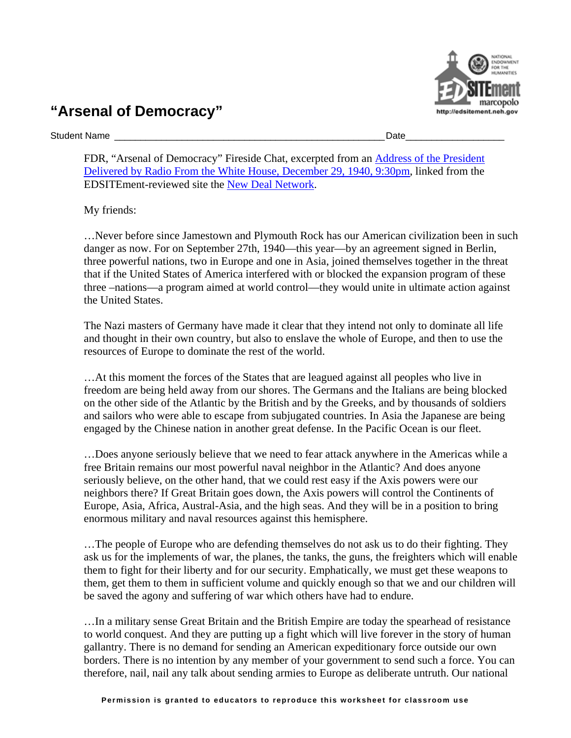# "Arsenal of Democracy"

Student Name ___________________________________________________ Date__________________

FDR, "Arsenal of Democracy" Fireside Chat, excerpted from an [Address of the President Delivered by Radio From the White House, December 29, 1940, 9:30pm](), linked from the EDSITEment-reviewed site the [New Deal Network]().

My friends:

…Never before since Jamestown and Plymouth Rock has our American civilization been in such danger as now. For on September 27th, 1940—this year—by an agreement signed in Berlin, three powerful nations, two in Europe and one in Asia, joined themselves together in the threat that if the United States of America interfered with or blocked the expansion program of these three –nations—a program aimed at world control—they would unite in ultimate action against the United States.

The Nazi masters of Germany have made it clear that they intend not only to dominate all life and thought in their own country, but also to enslave the whole of Europe, and then to use the resources of Europe to dominate the rest of the world.

…At this moment the forces of the States that are leagued against all peoples who live in freedom are being held away from our shores. The Germans and the Italians are being blocked on the other side of the Atlantic by the British and by the Greeks, and by thousands of soldiers and sailors who were able to escape from subjugated countries. In Asia the Japanese are being engaged by the Chinese nation in another great defense. In the Pacific Ocean is our fleet.

…Does anyone seriously believe that we need to fear attack anywhere in the Americas while a free Britain remains our most powerful naval neighbor in the Atlantic? And does anyone seriously believe, on the other hand, that we could rest easy if the Axis powers were our neighbors there? If Great Britain goes down, the Axis powers will control the Continents of Europe, Asia, Africa, Austral-Asia, and the high seas. And they will be in a position to bring enormous military and naval resources against this hemisphere.

…The people of Europe who are defending themselves do not ask us to do their fighting. They ask us for the implements of war, the planes, the tanks, the guns, the freighters which will enable them to fight for their liberty and for our security. Emphatically, we must get these weapons to them, get them to them in sufficient volume and quickly enough so that we and our children will be saved the agony and suffering of war which others have had to endure.

…In a military sense Great Britain and the British Empire are today the spearhead of resistance to world conquest. And they are putting up a fight which will live forever in the story of human gallantry. There is no demand for sending an American expeditionary force outside our own borders. There is no intention by any member of your government to send such a force. You can therefore, nail, nail any talk about sending armies to Europe as deliberate untruth. Our national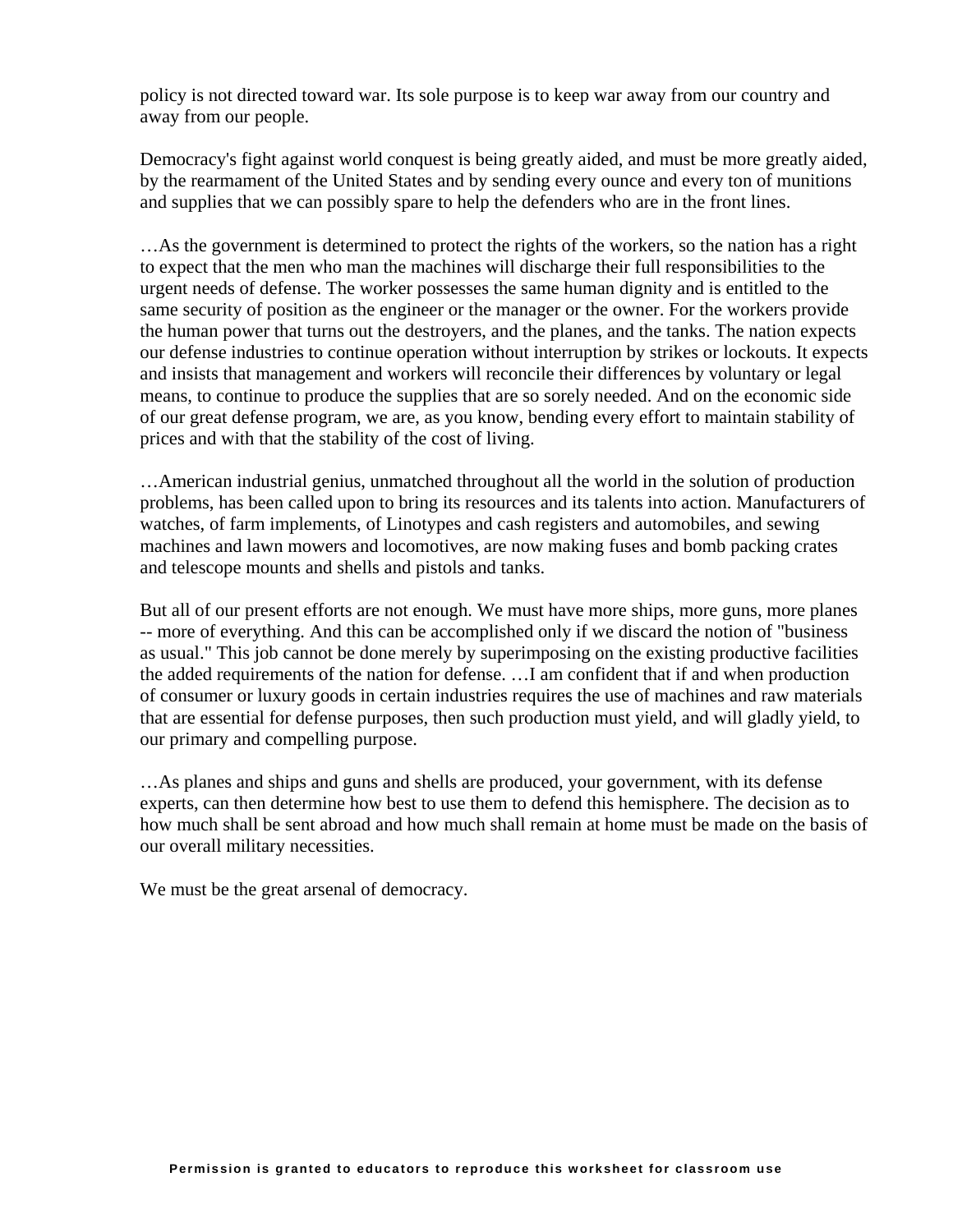policy is not directed toward war. Its sole purpose is to keep war away from our country and away from our people.

Democracy's fight against world conquest is being greatly aided, and must be more greatly aided, by the rearmament of the United States and by sending every ounce and every ton of munitions and supplies that we can possibly spare to help the defenders who are in the front lines.

…As the government is determined to protect the rights of the workers, so the nation has a right to expect that the men who man the machines will discharge their full responsibilities to the urgent needs of defense. The worker possesses the same human dignity and is entitled to the same security of position as the engineer or the manager or the owner. For the workers provide the human power that turns out the destroyers, and the planes, and the tanks. The nation expects our defense industries to continue operation without interruption by strikes or lockouts. It expects and insists that management and workers will reconcile their differences by voluntary or legal means, to continue to produce the supplies that are so sorely needed. And on the economic side of our great defense program, we are, as you know, bending every effort to maintain stability of prices and with that the stability of the cost of living.

…American industrial genius, unmatched throughout all the world in the solution of production problems, has been called upon to bring its resources and its talents into action. Manufacturers of watches, of farm implements, of Linotypes and cash registers and automobiles, and sewing machines and lawn mowers and locomotives, are now making fuses and bomb packing crates and telescope mounts and shells and pistols and tanks.

But all of our present efforts are not enough. We must have more ships, more guns, more planes -- more of everything. And this can be accomplished only if we discard the notion of "business as usual." This job cannot be done merely by superimposing on the existing productive facilities the added requirements of the nation for defense. …I am confident that if and when production of consumer or luxury goods in certain industries requires the use of machines and raw materials that are essential for defense purposes, then such production must yield, and will gladly yield, to our primary and compelling purpose.

…As planes and ships and guns and shells are produced, your government, with its defense experts, can then determine how best to use them to defend this hemisphere. The decision as to how much shall be sent abroad and how much shall remain at home must be made on the basis of our overall military necessities.

We must be the great arsenal of democracy.

**Permission is granted to educators to reproduce this worksheet for classroom use**